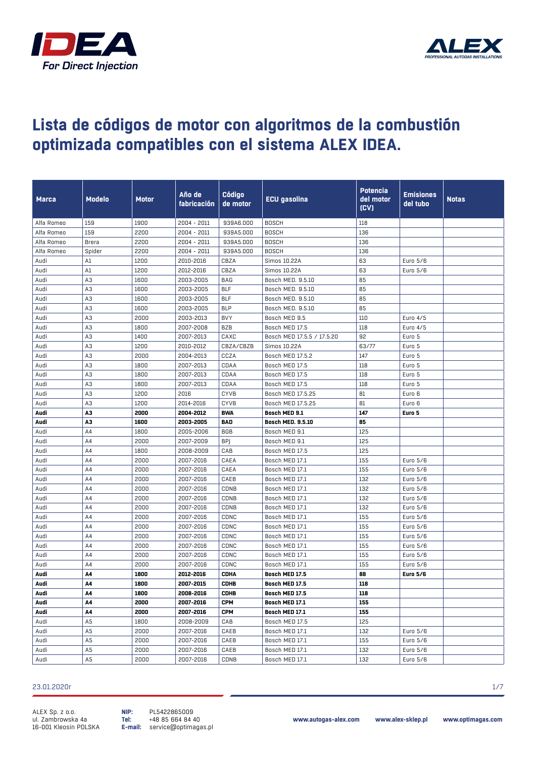# Lista de códigos de motor con algoritmos de la combustión optimizada compatibles con el sistema ALEX IDEA.

| Marca | Modelo | Motor | Año de fabricación | Código de motor | ECU gasolina | Potencia del motor (CV) | Emisiones del tubo | Notas |
|---|---|---|---|---|---|---|---|---|
| Alfa Romeo | 159 | 1900 | 2004 - 2011 | 939A6.000 | BOSCH | 118 | | |
| Alfa Romeo | 159 | 2200 | 2004 - 2011 | 939A5.000 | BOSCH | 136 | | |
| Alfa Romeo | Brera | 2200 | 2004 - 2011 | 939A5.000 | BOSCH | 136 | | |
| Alfa Romeo | Spider | 2200 | 2004 - 2011 | 939A5.000 | BOSCH | 136 | | |
| Audi | A1 | 1200 | 2010-2016 | CBZA | Simos 10.22A | 63 | Euro 5/6 | |
| Audi | A1 | 1200 | 2012-2016 | CBZA | Simos 10.22A | 63 | Euro 5/6 | |
| Audi | A3 | 1600 | 2003-2005 | BAG | Bosch MED. 9.5.10 | 85 | | |
| Audi | A3 | 1600 | 2003-2005 | BLF | Bosch MED. 9.5.10 | 85 | | |
| Audi | A3 | 1600 | 2003-2005 | BLF | Bosch MED. 9.5.10 | 85 | | |
| Audi | A3 | 1600 | 2003-2005 | BLP | Bosch MED. 9.5.10 | 85 | | |
| Audi | A3 | 2000 | 2003-2013 | BVY | Bosch MED 9.5 | 110 | Euro 4/5 | |
| Audi | A3 | 1800 | 2007-2008 | BZB | Bosch MED 17.5 | 118 | Euro 4/5 | |
| Audi | A3 | 1400 | 2007-2013 | CAXC | Bosch MED 17.5.5 / 17.5.20 | 92 | Euro 5 | |
| Audi | A3 | 1200 | 2010-2012 | CBZA/CBZB | Simos 10.22A | 63/77 | Euro 5 | |
| Audi | A3 | 2000 | 2004-2013 | CCZA | Bosch MED 17.5.2 | 147 | Euro 5 | |
| Audi | A3 | 1800 | 2007-2013 | CDAA | Bosch MED 17.5 | 118 | Euro 5 | |
| Audi | A3 | 1800 | 2007-2013 | CDAA | Bosch MED 17.5 | 118 | Euro 5 | |
| Audi | A3 | 1800 | 2007-2013 | CDAA | Bosch MED 17.5 | 118 | Euro 5 | |
| Audi | A3 | 1200 | 2016 | CYVB | Bosch MED 17.5.25 | 81 | Euro 6 | |
| Audi | A3 | 1200 | 2014-2016 | CYVB | Bosch MED 17.5.25 | 81 | Euro 6 | |
| **Audi** | **A3** | **2000** | **2004-2012** | **BWA** | **Bosch MED 9.1** | **147** | **Euro 5** | |
| **Audi** | **A3** | **1600** | **2003-2005** | **BAD** | **Bosch MED. 9.5.10** | **85** | | |
| Audi | A4 | 1800 | 2005-2006 | BGB | Bosch MED 9.1 | 125 | | |
| Audi | A4 | 2000 | 2007-2009 | BPJ | Bosch MED 9.1 | 125 | | |
| Audi | A4 | 1800 | 2008-2009 | CAB | Bosch MED 17.5 | 125 | | |
| Audi | A4 | 2000 | 2007-2016 | CAEA | Bosch MED 17.1 | 155 | Euro 5/6 | |
| Audi | A4 | 2000 | 2007-2016 | CAEA | Bosch MED 17.1 | 155 | Euro 5/6 | |
| Audi | A4 | 2000 | 2007-2016 | CAEB | Bosch MED 17.1 | 132 | Euro 5/6 | |
| Audi | A4 | 2000 | 2007-2016 | CDNB | Bosch MED 17.1 | 132 | Euro 5/6 | |
| Audi | A4 | 2000 | 2007-2016 | CDNB | Bosch MED 17.1 | 132 | Euro 5/6 | |
| Audi | A4 | 2000 | 2007-2016 | CDNB | Bosch MED 17.1 | 132 | Euro 5/6 | |
| Audi | A4 | 2000 | 2007-2016 | CDNC | Bosch MED 17.1 | 155 | Euro 5/6 | |
| Audi | A4 | 2000 | 2007-2016 | CDNC | Bosch MED 17.1 | 155 | Euro 5/6 | |
| Audi | A4 | 2000 | 2007-2016 | CDNC | Bosch MED 17.1 | 155 | Euro 5/6 | |
| Audi | A4 | 2000 | 2007-2016 | CDNC | Bosch MED 17.1 | 155 | Euro 5/6 | |
| Audi | A4 | 2000 | 2007-2016 | CDNC | Bosch MED 17.1 | 155 | Euro 5/6 | |
| Audi | A4 | 2000 | 2007-2016 | CDNC | Bosch MED 17.1 | 155 | Euro 5/6 | |
| **Audi** | **A4** | **1800** | **2012-2016** | **CDHA** | **Bosch MED 17.5** | **88** | **Euro 5/6** | |
| **Audi** | **A4** | **1800** | **2007-2015** | **CDHB** | **Bosch MED 17.5** | **118** | | |
| **Audi** | **A4** | **1800** | **2008-2016** | **CDHB** | **Bosch MED 17.5** | **118** | | |
| **Audi** | **A4** | **2000** | **2007-2016** | **CPM** | **Bosch MED 17.1** | **155** | | |
| **Audi** | **A4** | **2000** | **2007-2016** | **CPM** | **Bosch MED 17.1** | **155** | | |
| Audi | A5 | 1800 | 2008-2009 | CAB | Bosch MED 17.5 | 125 | | |
| Audi | A5 | 2000 | 2007-2016 | CAEB | Bosch MED 17.1 | 132 | Euro 5/6 | |
| Audi | A5 | 2000 | 2007-2016 | CAEB | Bosch MED 17.1 | 155 | Euro 5/6 | |
| Audi | A5 | 2000 | 2007-2016 | CAEB | Bosch MED 17.1 | 132 | Euro 5/6 | |
| Audi | A5 | 2000 | 2007-2016 | CDNB | Bosch MED 17.1 | 132 | Euro 5/6 | |

23.01.2020r

ALEX Sp. z o.o.
ul. Zambrowska 4a
16-001 Kleosin POLSKA

**NIP:** PL5422865009
**Tel:** +48 85 664 84 40
**E-mail:** service@optimagas.pl

**www.autogas-alex.com** **www.alex-sklep.pl** **www.optimagas.com**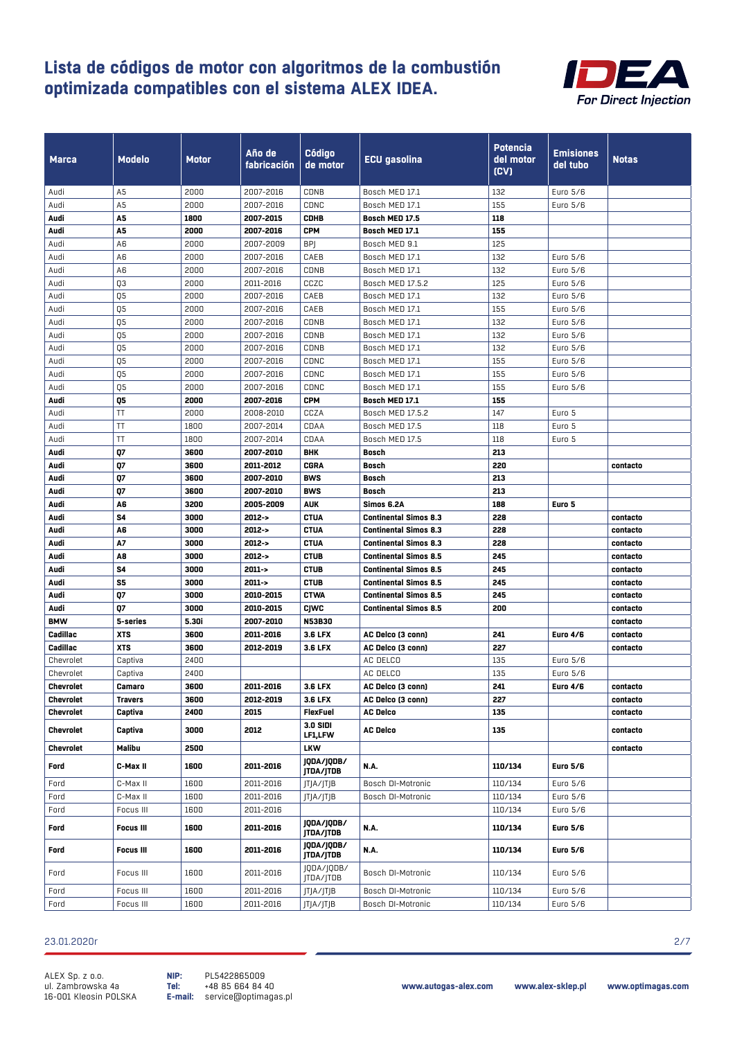# Lista de códigos de motor con algoritmos de la combustión optimizada compatibles con el sistema ALEX IDEA.

| Marca | Modelo | Motor | Año de fabricación | Código de motor | ECU gasolina | Potencia del motor (CV) | Emisiones del tubo | Notas |
|---|---|---|---|---|---|---|---|---|
| Audi | A5 | 2000 | 2007-2016 | CDNB | Bosch MED 17.1 | 132 | Euro 5/6 | |
| Audi | A5 | 2000 | 2007-2016 | CDNC | Bosch MED 17.1 | 155 | Euro 5/6 | |
| **Audi** | **A5** | **1800** | **2007-2015** | **CDHB** | **Bosch MED 17.5** | **118** | | |
| **Audi** | **A5** | **2000** | **2007-2016** | **CPM** | **Bosch MED 17.1** | **155** | | |
| Audi | A6 | 2000 | 2007-2009 | BPJ | Bosch MED 9.1 | 125 | | |
| Audi | A6 | 2000 | 2007-2016 | CAEB | Bosch MED 17.1 | 132 | Euro 5/6 | |
| Audi | A6 | 2000 | 2007-2016 | CDNB | Bosch MED 17.1 | 132 | Euro 5/6 | |
| Audi | Q3 | 2000 | 2011-2016 | CCZC | Bosch MED 17.5.2 | 125 | Euro 5/6 | |
| Audi | Q5 | 2000 | 2007-2016 | CAEB | Bosch MED 17.1 | 132 | Euro 5/6 | |
| Audi | Q5 | 2000 | 2007-2016 | CAEB | Bosch MED 17.1 | 155 | Euro 5/6 | |
| Audi | Q5 | 2000 | 2007-2016 | CDNB | Bosch MED 17.1 | 132 | Euro 5/6 | |
| Audi | Q5 | 2000 | 2007-2016 | CDNB | Bosch MED 17.1 | 132 | Euro 5/6 | |
| Audi | Q5 | 2000 | 2007-2016 | CDNB | Bosch MED 17.1 | 132 | Euro 5/6 | |
| Audi | Q5 | 2000 | 2007-2016 | CDNC | Bosch MED 17.1 | 155 | Euro 5/6 | |
| Audi | Q5 | 2000 | 2007-2016 | CDNC | Bosch MED 17.1 | 155 | Euro 5/6 | |
| Audi | Q5 | 2000 | 2007-2016 | CDNC | Bosch MED 17.1 | 155 | Euro 5/6 | |
| **Audi** | **Q5** | **2000** | **2007-2016** | **CPM** | **Bosch MED 17.1** | **155** | | |
| Audi | TT | 2000 | 2008-2010 | CCZA | Bosch MED 17.5.2 | 147 | Euro 5 | |
| Audi | TT | 1800 | 2007-2014 | CDAA | Bosch MED 17.5 | 118 | Euro 5 | |
| Audi | TT | 1800 | 2007-2014 | CDAA | Bosch MED 17.5 | 118 | Euro 5 | |
| **Audi** | **Q7** | **3600** | **2007-2010** | **BHK** | **Bosch** | **213** | | |
| **Audi** | **Q7** | **3600** | **2011-2012** | **CGRA** | **Bosch** | **220** | | **contacto** |
| **Audi** | **Q7** | **3600** | **2007-2010** | **BWS** | **Bosch** | **213** | | |
| **Audi** | **Q7** | **3600** | **2007-2010** | **BWS** | **Bosch** | **213** | | |
| **Audi** | **A6** | **3200** | **2005-2009** | **AUK** | **Simos 6.2A** | **188** | **Euro 5** | |
| **Audi** | **S4** | **3000** | **2012->** | **CTUA** | **Continental Simos 8.3** | **228** | | **contacto** |
| **Audi** | **A6** | **3000** | **2012->** | **CTUA** | **Continental Simos 8.3** | **228** | | **contacto** |
| **Audi** | **A7** | **3000** | **2012->** | **CTUA** | **Continental Simos 8.3** | **228** | | **contacto** |
| **Audi** | **A8** | **3000** | **2012->** | **CTUB** | **Continental Simos 8.5** | **245** | | **contacto** |
| **Audi** | **S4** | **3000** | **2011->** | **CTUB** | **Continental Simos 8.5** | **245** | | **contacto** |
| **Audi** | **S5** | **3000** | **2011->** | **CTUB** | **Continental Simos 8.5** | **245** | | **contacto** |
| **Audi** | **Q7** | **3000** | **2010-2015** | **CTWA** | **Continental Simos 8.5** | **245** | | **contacto** |
| **Audi** | **Q7** | **3000** | **2010-2015** | **CJWC** | **Continental Simos 8.5** | **200** | | **contacto** |
| **BMW** | **5-series** | **5.30i** | **2007-2010** | **N53B30** | | | | **contacto** |
| **Cadillac** | **XTS** | **3600** | **2011-2016** | **3.6 LFX** | **AC Delco (3 conn)** | **241** | **Euro 4/6** | **contacto** |
| **Cadillac** | **XTS** | **3600** | **2012-2019** | **3.6 LFX** | **AC Delco (3 conn)** | **227** | | **contacto** |
| Chevrolet | Captiva | 2400 | | | AC DELCO | 135 | Euro 5/6 | |
| Chevrolet | Captiva | 2400 | | | AC DELCO | 135 | Euro 5/6 | |
| **Chevrolet** | **Camaro** | **3600** | **2011-2016** | **3.6 LFX** | **AC Delco (3 conn)** | **241** | **Euro 4/6** | **contacto** |
| **Chevrolet** | **Travers** | **3600** | **2012-2019** | **3.6 LFX** | **AC Delco (3 conn)** | **227** | | **contacto** |
| **Chevrolet** | **Captiva** | **2400** | **2015** | **FlexFuel** | **AC Delco** | **135** | | **contacto** |
| **Chevrolet** | **Captiva** | **3000** | **2012** | **3.0 SIDI LF1,LFW** | **AC Delco** | **135** | | **contacto** |
| **Chevrolet** | **Malibu** | **2500** | | **LKW** | | | | **contacto** |
| **Ford** | **C-Max II** | **1600** | **2011-2016** | **JQDA/JQDB/ JTDA/JTDB** | **N.A.** | **110/134** | **Euro 5/6** | |
| Ford | C-Max II | 1600 | 2011-2016 | JTJA/JTJB | Bosch DI-Motronic | 110/134 | Euro 5/6 | |
| Ford | C-Max II | 1600 | 2011-2016 | JTJA/JTJB | Bosch DI-Motronic | 110/134 | Euro 5/6 | |
| Ford | Focus III | 1600 | 2011-2016 | | | 110/134 | Euro 5/6 | |
| **Ford** | **Focus III** | **1600** | **2011-2016** | **JQDA/JQDB/ JTDA/JTDB** | **N.A.** | **110/134** | **Euro 5/6** | |
| **Ford** | **Focus III** | **1600** | **2011-2016** | **JQDA/JQDB/ JTDA/JTDB** | **N.A.** | **110/134** | **Euro 5/6** | |
| Ford | Focus III | 1600 | 2011-2016 | JQDA/JQDB/ JTDA/JTDB | Bosch DI-Motronic | 110/134 | Euro 5/6 | |
| Ford | Focus III | 1600 | 2011-2016 | JTJA/JTJB | Bosch DI-Motronic | 110/134 | Euro 5/6 | |
| Ford | Focus III | 1600 | 2011-2016 | JTJA/JTJB | Bosch DI-Motronic | 110/134 | Euro 5/6 | |

23.01.2020r

ALEX Sp. z o.o.
ul. Zambrowska 4a
16-001 Kleosin POLSKA

**NIP:** PL5422865009
**Tel:** +48 85 664 84 40
**E-mail:** service@optimagas.pl

**www.autogas-alex.com** **www.alex-sklep.pl** **www.optimagas.com**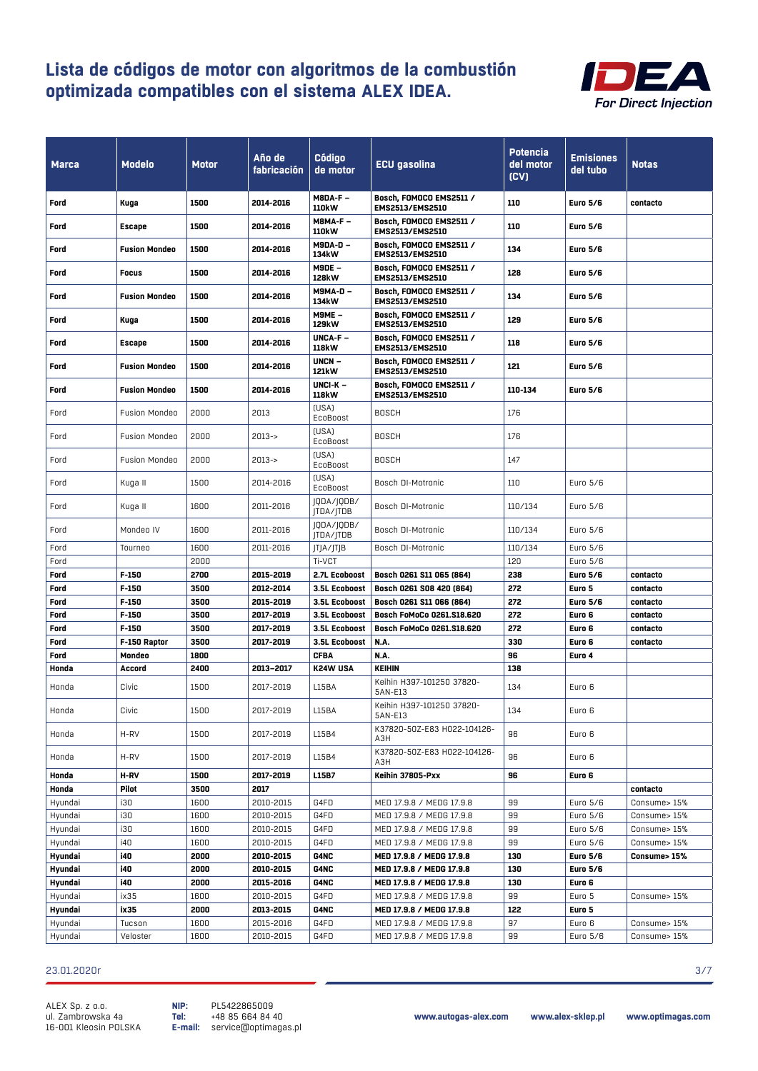# Lista de códigos de motor con algoritmos de la combustión optimizada compatibles con el sistema ALEX IDEA.

| Marca | Modelo | Motor | Año de fabricación | Código de motor | ECU gasolina | Potencia del motor (CV) | Emisiones del tubo | Notas |
|---|---|---|---|---|---|---|---|---|
| **Ford** | **Kuga** | **1500** | **2014-2016** | **M8DA-F – 110kW** | **Bosch, FOMOCO EMS2511 / EMS2513/EMS2510** | **110** | **Euro 5/6** | **contacto** |
| **Ford** | **Escape** | **1500** | **2014-2016** | **M8MA-F – 110kW** | **Bosch, FOMOCO EMS2511 / EMS2513/EMS2510** | **110** | **Euro 5/6** | |
| **Ford** | **Fusion Mondeo** | **1500** | **2014-2016** | **M9DA-D – 134kW** | **Bosch, FOMOCO EMS2511 / EMS2513/EMS2510** | **134** | **Euro 5/6** | |
| **Ford** | **Focus** | **1500** | **2014-2016** | **M9DE – 128kW** | **Bosch, FOMOCO EMS2511 / EMS2513/EMS2510** | **128** | **Euro 5/6** | |
| **Ford** | **Fusion Mondeo** | **1500** | **2014-2016** | **M9MA-D – 134kW** | **Bosch, FOMOCO EMS2511 / EMS2513/EMS2510** | **134** | **Euro 5/6** | |
| **Ford** | **Kuga** | **1500** | **2014-2016** | **M9ME – 129kW** | **Bosch, FOMOCO EMS2511 / EMS2513/EMS2510** | **129** | **Euro 5/6** | |
| **Ford** | **Escape** | **1500** | **2014-2016** | **UNCA-F – 118kW** | **Bosch, FOMOCO EMS2511 / EMS2513/EMS2510** | **118** | **Euro 5/6** | |
| **Ford** | **Fusion Mondeo** | **1500** | **2014-2016** | **UNCN – 121kW** | **Bosch, FOMOCO EMS2511 / EMS2513/EMS2510** | **121** | **Euro 5/6** | |
| **Ford** | **Fusion Mondeo** | **1500** | **2014-2016** | **UNCI-K – 118kW** | **Bosch, FOMOCO EMS2511 / EMS2513/EMS2510** | **110-134** | **Euro 5/6** | |
| Ford | Fusion Mondeo | 2000 | 2013 | (USA) EcoBoost | BOSCH | 176 | | |
| Ford | Fusion Mondeo | 2000 | 2013-> | (USA) EcoBoost | BOSCH | 176 | | |
| Ford | Fusion Mondeo | 2000 | 2013-> | (USA) EcoBoost | BOSCH | 147 | | |
| Ford | Kuga II | 1500 | 2014-2016 | (USA) EcoBoost | Bosch DI-Motronic | 110 | Euro 5/6 | |
| Ford | Kuga II | 1600 | 2011-2016 | JQDA/JQDB/ JTDA/JTDB | Bosch DI-Motronic | 110/134 | Euro 5/6 | |
| Ford | Mondeo IV | 1600 | 2011-2016 | JQDA/JQDB/ JTDA/JTDB | Bosch DI-Motronic | 110/134 | Euro 5/6 | |
| Ford | Tourneo | 1600 | 2011-2016 | JTJA/JTJB | Bosch DI-Motronic | 110/134 | Euro 5/6 | |
| Ford | | 2000 | | Ti-VCT | | 120 | Euro 5/6 | |
| **Ford** | **F-150** | **2700** | **2015-2019** | **2.7L Ecoboost** | **Bosch 0261 S11 065 (864)** | **238** | **Euro 5/6** | **contacto** |
| **Ford** | **F-150** | **3500** | **2012-2014** | **3.5L Ecoboost** | **Bosch 0261 S08 420 (864)** | **272** | **Euro 5** | **contacto** |
| **Ford** | **F-150** | **3500** | **2015-2019** | **3.5L Ecoboost** | **Bosch 0261 S11 066 (864)** | **272** | **Euro 5/6** | **contacto** |
| **Ford** | **F-150** | **3500** | **2017-2019** | **3.5L Ecoboost** | **Bosch FoMoCo 0261.S18.620** | **272** | **Euro 6** | **contacto** |
| **Ford** | **F-150** | **3500** | **2017-2019** | **3.5L Ecoboost** | **Bosch FoMoCo 0261.S18.620** | **272** | **Euro 6** | **contacto** |
| **Ford** | **F-150 Raptor** | **3500** | **2017-2019** | **3.5L Ecoboost** | **N.A.** | **330** | **Euro 6** | **contacto** |
| **Ford** | **Mondeo** | **1800** | | **CFBA** | **N.A.** | **96** | **Euro 4** | |
| **Honda** | **Accord** | **2400** | **2013–2017** | **K24W USA** | **KEIHIN** | **138** | | |
| Honda | Civic | 1500 | 2017-2019 | L15BA | Keihin H397-101250 37820-5AN-E13 | 134 | Euro 6 | |
| Honda | Civic | 1500 | 2017-2019 | L15BA | Keihin H397-101250 37820-5AN-E13 | 134 | Euro 6 | |
| Honda | H-RV | 1500 | 2017-2019 | L15B4 | K37820-50Z-E83 H022-104126-A3H | 96 | Euro 6 | |
| Honda | H-RV | 1500 | 2017-2019 | L15B4 | K37820-50Z-E83 H022-104126-A3H | 96 | Euro 6 | |
| **Honda** | **H-RV** | **1500** | **2017-2019** | **L15B7** | **Keihin 37805-Pxx** | **96** | **Euro 6** | |
| **Honda** | **Pilot** | **3500** | **2017** | | | | | **contacto** |
| Hyundai | i30 | 1600 | 2010-2015 | G4FD | MED 17.9.8 / MEDG 17.9.8 | 99 | Euro 5/6 | Consume> 15% |
| Hyundai | i30 | 1600 | 2010-2015 | G4FD | MED 17.9.8 / MEDG 17.9.8 | 99 | Euro 5/6 | Consume> 15% |
| Hyundai | i30 | 1600 | 2010-2015 | G4FD | MED 17.9.8 / MEDG 17.9.8 | 99 | Euro 5/6 | Consume> 15% |
| Hyundai | i40 | 1600 | 2010-2015 | G4FD | MED 17.9.8 / MEDG 17.9.8 | 99 | Euro 5/6 | Consume> 15% |
| **Hyundai** | **i40** | **2000** | **2010-2015** | **G4NC** | **MED 17.9.8 / MEDG 17.9.8** | **130** | **Euro 5/6** | **Consume> 15%** |
| **Hyundai** | **i40** | **2000** | **2010-2015** | **G4NC** | **MED 17.9.8 / MEDG 17.9.8** | **130** | **Euro 5/6** | |
| **Hyundai** | **i40** | **2000** | **2015-2016** | **G4NC** | **MED 17.9.8 / MEDG 17.9.8** | **130** | **Euro 6** | |
| Hyundai | ix35 | 1600 | 2010-2015 | G4FD | MED 17.9.8 / MEDG 17.9.8 | 99 | Euro 5 | Consume> 15% |
| **Hyundai** | **ix35** | **2000** | **2013-2015** | **G4NC** | **MED 17.9.8 / MEDG 17.9.8** | **122** | **Euro 5** | |
| Hyundai | Tucson | 1600 | 2015-2016 | G4FD | MED 17.9.8 / MEDG 17.9.8 | 97 | Euro 6 | Consume> 15% |
| Hyundai | Veloster | 1600 | 2010-2015 | G4FD | MED 17.9.8 / MEDG 17.9.8 | 99 | Euro 5/6 | Consume> 15% |

23.01.2020r

ALEX Sp. z o.o.
ul. Zambrowska 4a
16-001 Kleosin POLSKA

**NIP:** PL5422865009
**Tel:** +48 85 664 84 40
**E-mail:** service@optimagas.pl

**www.autogas-alex.com** **www.alex-sklep.pl** **www.optimagas.com**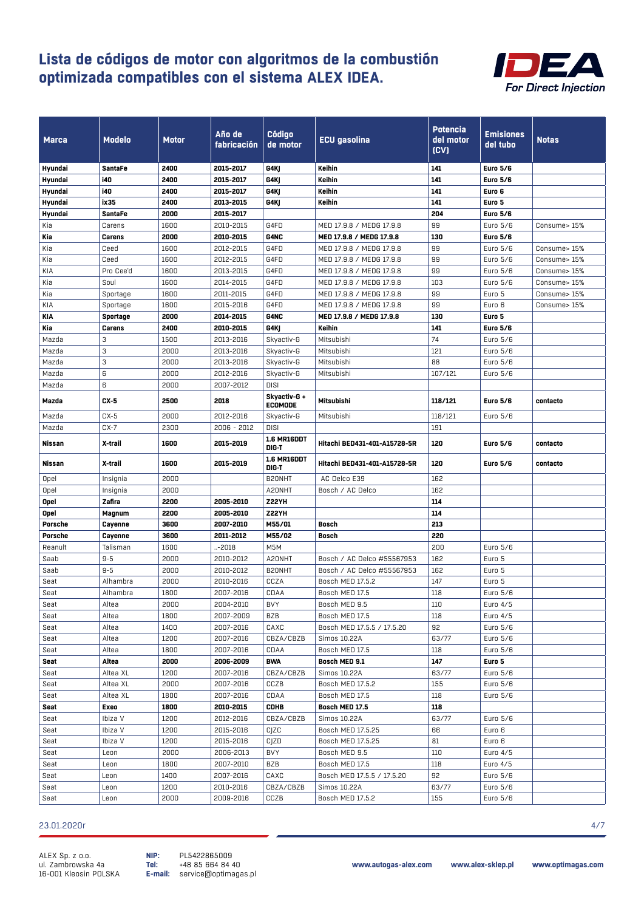# Lista de códigos de motor con algoritmos de la combustión optimizada compatibles con el sistema ALEX IDEA.

IDEA For Direct Injection

| Marca | Modelo | Motor | Año de fabricación | Código de motor | ECU gasolina | Potencia del motor (CV) | Emisiones del tubo | Notas |
|---|---|---|---|---|---|---|---|---|
| **Hyundai** | **SantaFe** | **2400** | **2015-2017** | **G4KJ** | **Keihin** | **141** | **Euro 5/6** | |
| **Hyundai** | **i40** | **2400** | **2015-2017** | **G4KJ** | **Keihin** | **141** | **Euro 5/6** | |
| **Hyundai** | **i40** | **2400** | **2015-2017** | **G4KJ** | **Keihin** | **141** | **Euro 6** | |
| **Hyundai** | **ix35** | **2400** | **2013-2015** | **G4KJ** | **Keihin** | **141** | **Euro 5** | |
| **Hyundai** | **SantaFe** | **2000** | **2015-2017** | | | **204** | **Euro 5/6** | |
| Kia | Carens | 1600 | 2010-2015 | G4FD | MED 17.9.8 / MEDG 17.9.8 | 99 | Euro 5/6 | Consume> 15% |
| **Kia** | **Carens** | **2000** | **2010-2015** | **G4NC** | **MED 17.9.8 / MEDG 17.9.8** | **130** | **Euro 5/6** | |
| Kia | Ceed | 1600 | 2012-2015 | G4FD | MED 17.9.8 / MEDG 17.9.8 | 99 | Euro 5/6 | Consume> 15% |
| Kia | Ceed | 1600 | 2012-2015 | G4FD | MED 17.9.8 / MEDG 17.9.8 | 99 | Euro 5/6 | Consume> 15% |
| KIA | Pro Cee'd | 1600 | 2013-2015 | G4FD | MED 17.9.8 / MEDG 17.9.8 | 99 | Euro 5/6 | Consume> 15% |
| Kia | Soul | 1600 | 2014-2015 | G4FD | MED 17.9.8 / MEDG 17.9.8 | 103 | Euro 5/6 | Consume> 15% |
| Kia | Sportage | 1600 | 2011-2015 | G4FD | MED 17.9.8 / MEDG 17.9.8 | 99 | Euro 5 | Consume> 15% |
| KIA | Sportage | 1600 | 2015-2016 | G4FD | MED 17.9.8 / MEDG 17.9.8 | 99 | Euro 6 | Consume> 15% |
| **KIA** | **Sportage** | **2000** | **2014-2015** | **G4NC** | **MED 17.9.8 / MEDG 17.9.8** | **130** | **Euro 5** | |
| **Kia** | **Carens** | **2400** | **2010-2015** | **G4KJ** | **Keihin** | **141** | **Euro 5/6** | |
| Mazda | 3 | 1500 | 2013-2016 | Skyactiv-G | Mitsubishi | 74 | Euro 5/6 | |
| Mazda | 3 | 2000 | 2013-2016 | Skyactiv-G | Mitsubishi | 121 | Euro 5/6 | |
| Mazda | 3 | 2000 | 2013-2016 | Skyactiv-G | Mitsubishi | 88 | Euro 5/6 | |
| Mazda | 6 | 2000 | 2012-2016 | Skyactiv-G | Mitsubishi | 107/121 | Euro 5/6 | |
| Mazda | 6 | 2000 | 2007-2012 | DISI | | | | |
| **Mazda** | **CX-5** | **2500** | **2018** | **Skyactiv-G + ECOMODE** | **Mitsubishi** | **118/121** | **Euro 5/6** | **contacto** |
| Mazda | CX-5 | 2000 | 2012-2016 | Skyactiv-G | Mitsubishi | 118/121 | Euro 5/6 | |
| Mazda | CX-7 | 2300 | 2006 - 2012 | DISI | | 191 | | |
| **Nissan** | **X-trail** | **1600** | **2015-2019** | **1.6 MR16DDT DIG-T** | **Hitachi BED431-401-A15728-5R** | **120** | **Euro 5/6** | **contacto** |
| **Nissan** | **X-trail** | **1600** | **2015-2019** | **1.6 MR16DDT DIG-T** | **Hitachi BED431-401-A15728-5R** | **120** | **Euro 5/6** | **contacto** |
| Opel | Insignia | 2000 | | B20NHT | AC Delco E39 | 162 | | |
| Opel | Insignia | 2000 | | A20NHT | Bosch / AC Delco | 162 | | |
| **Opel** | **Zafira** | **2200** | **2005-2010** | **Z22YH** | | **114** | | |
| **Opel** | **Magnum** | **2200** | **2005-2010** | **Z22YH** | | **114** | | |
| **Porsche** | **Cayenne** | **3600** | **2007-2010** | **M55/01** | **Bosch** | **213** | | |
| **Porsche** | **Cayenne** | **3600** | **2011-2012** | **M55/02** | **Bosch** | **220** | | |
| Reanult | Talisman | 1600 | ..-2018 | M5M | | 200 | Euro 5/6 | |
| Saab | 9-5 | 2000 | 2010-2012 | A20NHT | Bosch / AC Delco #55567953 | 162 | Euro 5 | |
| Saab | 9-5 | 2000 | 2010-2012 | B20NHT | Bosch / AC Delco #55567953 | 162 | Euro 5 | |
| Seat | Alhambra | 2000 | 2010-2016 | CCZA | Bosch MED 17.5.2 | 147 | Euro 5 | |
| Seat | Alhambra | 1800 | 2007-2016 | CDAA | Bosch MED 17.5 | 118 | Euro 5/6 | |
| Seat | Altea | 2000 | 2004-2010 | BVY | Bosch MED 9.5 | 110 | Euro 4/5 | |
| Seat | Altea | 1800 | 2007-2009 | BZB | Bosch MED 17.5 | 118 | Euro 4/5 | |
| Seat | Altea | 1400 | 2007-2016 | CAXC | Bosch MED 17.5.5 / 17.5.20 | 92 | Euro 5/6 | |
| Seat | Altea | 1200 | 2007-2016 | CBZA/CBZB | Simos 10.22A | 63/77 | Euro 5/6 | |
| Seat | Altea | 1800 | 2007-2016 | CDAA | Bosch MED 17.5 | 118 | Euro 5/6 | |
| **Seat** | **Altea** | **2000** | **2006-2009** | **BWA** | **Bosch MED 9.1** | **147** | **Euro 5** | |
| Seat | Altea XL | 1200 | 2007-2016 | CBZA/CBZB | Simos 10.22A | 63/77 | Euro 5/6 | |
| Seat | Altea XL | 2000 | 2007-2016 | CCZB | Bosch MED 17.5.2 | 155 | Euro 5/6 | |
| Seat | Altea XL | 1800 | 2007-2016 | CDAA | Bosch MED 17.5 | 118 | Euro 5/6 | |
| **Seat** | **Exeo** | **1800** | **2010-2015** | **CDHB** | **Bosch MED 17.5** | **118** | | |
| Seat | Ibiza V | 1200 | 2012-2016 | CBZA/CBZB | Simos 10.22A | 63/77 | Euro 5/6 | |
| Seat | Ibiza V | 1200 | 2015-2016 | CJZC | Bosch MED 17.5.25 | 66 | Euro 6 | |
| Seat | Ibiza V | 1200 | 2015-2016 | CJZD | Bosch MED 17.5.25 | 81 | Euro 6 | |
| Seat | Leon | 2000 | 2006-2013 | BVY | Bosch MED 9.5 | 110 | Euro 4/5 | |
| Seat | Leon | 1800 | 2007-2010 | BZB | Bosch MED 17.5 | 118 | Euro 4/5 | |
| Seat | Leon | 1400 | 2007-2016 | CAXC | Bosch MED 17.5.5 / 17.5.20 | 92 | Euro 5/6 | |
| Seat | Leon | 1200 | 2010-2016 | CBZA/CBZB | Simos 10.22A | 63/77 | Euro 5/6 | |
| Seat | Leon | 2000 | 2009-2016 | CCZB | Bosch MED 17.5.2 | 155 | Euro 5/6 | |

23.01.2020r

ALEX Sp. z o.o.
ul. Zambrowska 4a
16-001 Kleosin POLSKA

**NIP:** PL5422865009
**Tel:** +48 85 664 84 40
**E-mail:** service@optimagas.pl

www.autogas-alex.com www.alex-sklep.pl www.optimagas.com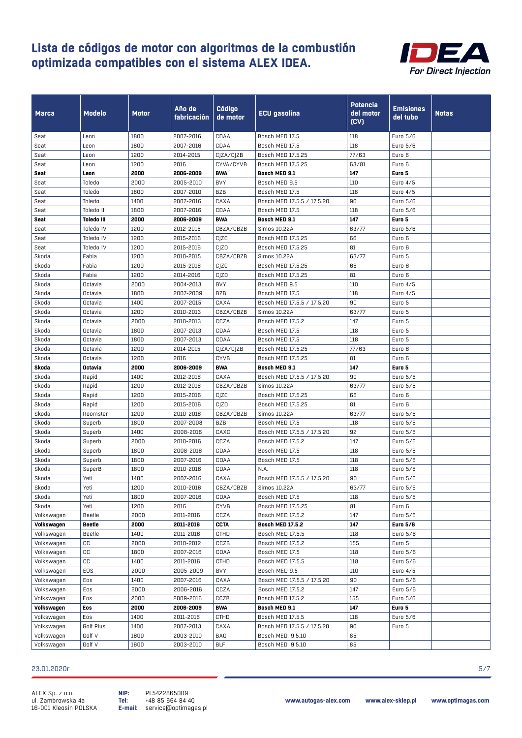# Lista de códigos de motor con algoritmos de la combustión optimizada compatibles con el sistema ALEX IDEA.

| Marca | Modelo | Motor | Año de fabricación | Código de motor | ECU gasolina | Potencia del motor (CV) | Emisiones del tubo | Notas |
|---|---|---|---|---|---|---|---|---|
| Seat | Leon | 1800 | 2007-2016 | CDAA | Bosch MED 17.5 | 118 | Euro 5/6 | |
| Seat | Leon | 1800 | 2007-2016 | CDAA | Bosch MED 17.5 | 118 | Euro 5/6 | |
| Seat | Leon | 1200 | 2014-2015 | CJZA/CJZB | Bosch MED 17.5.25 | 77/63 | Euro 6 | |
| Seat | Leon | 1200 | 2016 | CYVA/CYVB | Bosch MED 17.5.25 | 63/81 | Euro 6 | |
| **Seat** | **Leon** | **2000** | **2006-2009** | **BWA** | **Bosch MED 9.1** | **147** | **Euro 5** | |
| Seat | Toledo | 2000 | 2005-2010 | BVY | Bosch MED 9.5 | 110 | Euro 4/5 | |
| Seat | Toledo | 1800 | 2007-2010 | BZB | Bosch MED 17.5 | 118 | Euro 4/5 | |
| Seat | Toledo | 1400 | 2007-2016 | CAXA | Bosch MED 17.5.5 / 17.5.20 | 90 | Euro 5/6 | |
| Seat | Toledo III | 1800 | 2007-2016 | CDAA | Bosch MED 17.5 | 118 | Euro 5/6 | |
| **Seat** | **Toledo III** | **2000** | **2006-2009** | **BWA** | **Bosch MED 9.1** | **147** | **Euro 5** | |
| Seat | Toledo IV | 1200 | 2012-2016 | CBZA/CBZB | Simos 10.22A | 63/77 | Euro 5/6 | |
| Seat | Toledo IV | 1200 | 2015-2016 | CJZC | Bosch MED 17.5.25 | 66 | Euro 6 | |
| Seat | Toledo IV | 1200 | 2015-2016 | CJZD | Bosch MED 17.5.25 | 81 | Euro 6 | |
| Skoda | Fabia | 1200 | 2010-2015 | CBZA/CBZB | Simos 10.22A | 63/77 | Euro 5 | |
| Skoda | Fabia | 1200 | 2015-2016 | CJZC | Bosch MED 17.5.25 | 66 | Euro 6 | |
| Skoda | Fabia | 1200 | 2014-2016 | CJZD | Bosch MED 17.5.25 | 81 | Euro 6 | |
| Skoda | Octavia | 2000 | 2004-2013 | BVY | Bosch MED 9.5 | 110 | Euro 4/5 | |
| Skoda | Octavia | 1800 | 2007-2009 | BZB | Bosch MED 17.5 | 118 | Euro 4/5 | |
| Skoda | Octavia | 1400 | 2007-2015 | CAXA | Bosch MED 17.5.5 / 17.5.20 | 90 | Euro 5 | |
| Skoda | Octavia | 1200 | 2010-2013 | CBZA/CBZB | Simos 10.22A | 63/77 | Euro 5 | |
| Skoda | Octavia | 2000 | 2010-2013 | CCZA | Bosch MED 17.5.2 | 147 | Euro 5 | |
| Skoda | Octavia | 1800 | 2007-2013 | CDAA | Bosch MED 17.5 | 118 | Euro 5 | |
| Skoda | Octavia | 1800 | 2007-2013 | CDAA | Bosch MED 17.5 | 118 | Euro 5 | |
| Skoda | Octavia | 1200 | 2014-2015 | CJZA/CJZB | Bosch MED 17.5.25 | 77/63 | Euro 6 | |
| Skoda | Octavia | 1200 | 2016 | CYVB | Bosch MED 17.5.25 | 81 | Euro 6 | |
| **Skoda** | **Octavia** | **2000** | **2006-2009** | **BWA** | **Bosch MED 9.1** | **147** | **Euro 5** | |
| Skoda | Rapid | 1400 | 2012-2016 | CAXA | Bosch MED 17.5.5 / 17.5.20 | 90 | Euro 5/6 | |
| Skoda | Rapid | 1200 | 2012-2016 | CBZA/CBZB | Simos 10.22A | 63/77 | Euro 5/6 | |
| Skoda | Rapid | 1200 | 2015-2016 | CJZC | Bosch MED 17.5.25 | 66 | Euro 6 | |
| Skoda | Rapid | 1200 | 2015-2016 | CJZD | Bosch MED 17.5.25 | 81 | Euro 6 | |
| Skoda | Roomster | 1200 | 2010-2016 | CBZA/CBZB | Simos 10.22A | 63/77 | Euro 5/6 | |
| Skoda | Superb | 1800 | 2007-2008 | BZB | Bosch MED 17.5 | 118 | Euro 5/6 | |
| Skoda | Superb | 1400 | 2008-2016 | CAXC | Bosch MED 17.5.5 / 17.5.20 | 92 | Euro 5/6 | |
| Skoda | Superb | 2000 | 2010-2016 | CCZA | Bosch MED 17.5.2 | 147 | Euro 5/6 | |
| Skoda | Superb | 1800 | 2008-2016 | CDAA | Bosch MED 17.5 | 118 | Euro 5/6 | |
| Skoda | Superb | 1800 | 2007-2016 | CDAA | Bosch MED 17.5 | 118 | Euro 5/6 | |
| Skoda | SuperB | 1800 | 2010-2016 | CDAA | N.A. | 118 | Euro 5/6 | |
| Skoda | Yeti | 1400 | 2007-2016 | CAXA | Bosch MED 17.5.5 / 17.5.20 | 90 | Euro 5/6 | |
| Skoda | Yeti | 1200 | 2010-2016 | CBZA/CBZB | Simos 10.22A | 63/77 | Euro 5/6 | |
| Skoda | Yeti | 1800 | 2007-2016 | CDAA | Bosch MED 17.5 | 118 | Euro 5/6 | |
| Skoda | Yeti | 1200 | 2016 | CYVB | Bosch MED 17.5.25 | 81 | Euro 6 | |
| Volkswagen | Beetle | 2000 | 2011-2016 | CCZA | Bosch MED 17.5.2 | 147 | Euro 5/6 | |
| **Volkswagen** | **Beetle** | **2000** | **2011-2016** | **CCTA** | **Bosch MED 17.5.2** | **147** | **Euro 5/6** | |
| Volkswagen | Beetle | 1400 | 2011-2016 | CTHD | Bosch MED 17.5.5 | 118 | Euro 5/6 | |
| Volkswagen | CC | 2000 | 2010-2012 | CCZB | Bosch MED 17.5.2 | 155 | Euro 5 | |
| Volkswagen | CC | 1800 | 2007-2016 | CDAA | Bosch MED 17.5 | 118 | Euro 5/6 | |
| Volkswagen | CC | 1400 | 2011-2016 | CTHD | Bosch MED 17.5.5 | 118 | Euro 5/6 | |
| Volkswagen | EOS | 2000 | 2005-2009 | BVY | Bosch MED 9.5 | 110 | Euro 4/5 | |
| Volkswagen | Eos | 1400 | 2007-2016 | CAXA | Bosch MED 17.5.5 / 17.5.20 | 90 | Euro 5/6 | |
| Volkswagen | Eos | 2000 | 2006-2016 | CCZA | Bosch MED 17.5.2 | 147 | Euro 5/6 | |
| Volkswagen | Eos | 2000 | 2009-2016 | CCZB | Bosch MED 17.5.2 | 155 | Euro 5/6 | |
| **Volkswagen** | **Eos** | **2000** | **2006-2009** | **BWA** | **Bosch MED 9.1** | **147** | **Euro 5** | |
| Volkswagen | Eos | 1400 | 2011-2016 | CTHD | Bosch MED 17.5.5 | 118 | Euro 5/6 | |
| Volkswagen | Golf Plus | 1400 | 2007-2013 | CAXA | Bosch MED 17.5.5 / 17.5.20 | 90 | Euro 5 | |
| Volkswagen | Golf V | 1600 | 2003-2010 | BAG | Bosch MED. 9.5.10 | 85 | | |
| Volkswagen | Golf V | 1600 | 2003-2010 | BLF | Bosch MED. 9.5.10 | 85 | | |

23.01.2020r

ALEX Sp. z o.o.
ul. Zambrowska 4a
16-001 Kleosin POLSKA

**NIP:** PL5422865009
**Tel:** +48 85 664 84 40
**E-mail:** service@optimagas.pl

www.autogas-alex.com www.alex-sklep.pl www.optimagas.com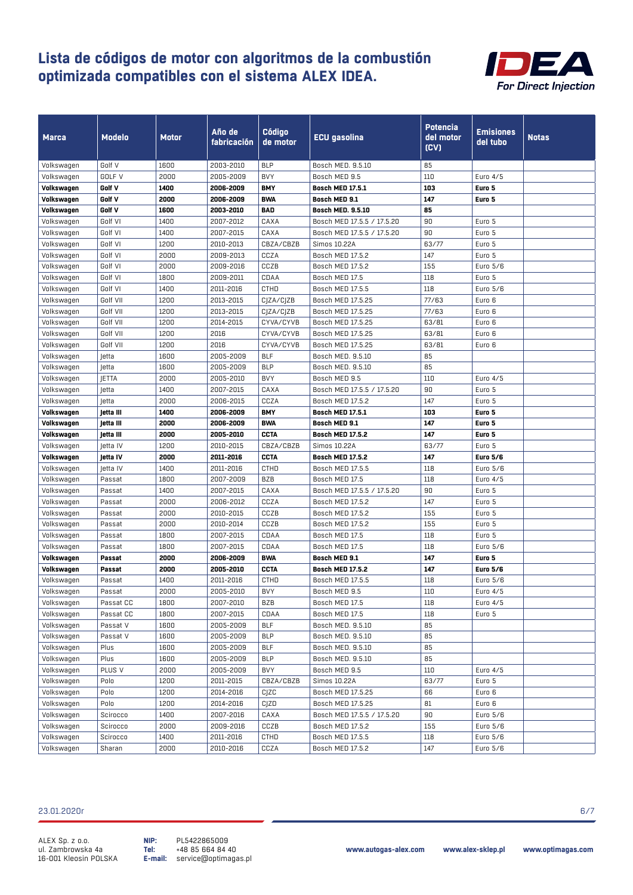# Lista de códigos de motor con algoritmos de la combustión optimizada compatibles con el sistema ALEX IDEA.

| Marca | Modelo | Motor | Año de fabricación | Código de motor | ECU gasolina | Potencia del motor (CV) | Emisiones del tubo | Notas |
|---|---|---|---|---|---|---|---|---|
| Volkswagen | Golf V | 1600 | 2003-2010 | BLP | Bosch MED. 9.5.10 | 85 | | |
| Volkswagen | GOLF V | 2000 | 2005-2009 | BVY | Bosch MED 9.5 | 110 | Euro 4/5 | |
| **Volkswagen** | **Golf V** | **1400** | **2006-2009** | **BMY** | **Bosch MED 17.5.1** | **103** | **Euro 5** | |
| **Volkswagen** | **Golf V** | **2000** | **2006-2009** | **BWA** | **Bosch MED 9.1** | **147** | **Euro 5** | |
| **Volkswagen** | **Golf V** | **1600** | **2003-2010** | **BAD** | **Bosch MED. 9.5.10** | **85** | | |
| Volkswagen | Golf VI | 1400 | 2007-2012 | CAXA | Bosch MED 17.5.5 / 17.5.20 | 90 | Euro 5 | |
| Volkswagen | Golf VI | 1400 | 2007-2015 | CAXA | Bosch MED 17.5.5 / 17.5.20 | 90 | Euro 5 | |
| Volkswagen | Golf VI | 1200 | 2010-2013 | CBZA/CBZB | Simos 10.22A | 63/77 | Euro 5 | |
| Volkswagen | Golf VI | 2000 | 2009-2013 | CCZA | Bosch MED 17.5.2 | 147 | Euro 5 | |
| Volkswagen | Golf VI | 2000 | 2009-2016 | CCZB | Bosch MED 17.5.2 | 155 | Euro 5/6 | |
| Volkswagen | Golf VI | 1800 | 2009-2011 | CDAA | Bosch MED 17.5 | 118 | Euro 5 | |
| Volkswagen | Golf VI | 1400 | 2011-2016 | CTHD | Bosch MED 17.5.5 | 118 | Euro 5/6 | |
| Volkswagen | Golf VII | 1200 | 2013-2015 | CJZA/CJZB | Bosch MED 17.5.25 | 77/63 | Euro 6 | |
| Volkswagen | Golf VII | 1200 | 2013-2015 | CJZA/CJZB | Bosch MED 17.5.25 | 77/63 | Euro 6 | |
| Volkswagen | Golf VII | 1200 | 2014-2015 | CYVA/CYVB | Bosch MED 17.5.25 | 63/81 | Euro 6 | |
| Volkswagen | Golf VII | 1200 | 2016 | CYVA/CYVB | Bosch MED 17.5.25 | 63/81 | Euro 6 | |
| Volkswagen | Golf VII | 1200 | 2016 | CYVA/CYVB | Bosch MED 17.5.25 | 63/81 | Euro 6 | |
| Volkswagen | Jetta | 1600 | 2005-2009 | BLF | Bosch MED. 9.5.10 | 85 | | |
| Volkswagen | Jetta | 1600 | 2005-2009 | BLP | Bosch MED. 9.5.10 | 85 | | |
| Volkswagen | JETTA | 2000 | 2005-2010 | BVY | Bosch MED 9.5 | 110 | Euro 4/5 | |
| Volkswagen | Jetta | 1400 | 2007-2015 | CAXA | Bosch MED 17.5.5 / 17.5.20 | 90 | Euro 5 | |
| Volkswagen | Jetta | 2000 | 2006-2015 | CCZA | Bosch MED 17.5.2 | 147 | Euro 5 | |
| **Volkswagen** | **Jetta III** | **1400** | **2006-2009** | **BMY** | **Bosch MED 17.5.1** | **103** | **Euro 5** | |
| **Volkswagen** | **Jetta III** | **2000** | **2006-2009** | **BWA** | **Bosch MED 9.1** | **147** | **Euro 5** | |
| **Volkswagen** | **Jetta III** | **2000** | **2005-2010** | **CCTA** | **Bosch MED 17.5.2** | **147** | **Euro 5** | |
| Volkswagen | Jetta IV | 1200 | 2010-2015 | CBZA/CBZB | Simos 10.22A | 63/77 | Euro 5 | |
| **Volkswagen** | **Jetta IV** | **2000** | **2011-2016** | **CCTA** | **Bosch MED 17.5.2** | **147** | **Euro 5/6** | |
| Volkswagen | Jetta IV | 1400 | 2011-2016 | CTHD | Bosch MED 17.5.5 | 118 | Euro 5/6 | |
| Volkswagen | Passat | 1800 | 2007-2009 | BZB | Bosch MED 17.5 | 118 | Euro 4/5 | |
| Volkswagen | Passat | 1400 | 2007-2015 | CAXA | Bosch MED 17.5.5 / 17.5.20 | 90 | Euro 5 | |
| Volkswagen | Passat | 2000 | 2006-2012 | CCZA | Bosch MED 17.5.2 | 147 | Euro 5 | |
| Volkswagen | Passat | 2000 | 2010-2015 | CCZB | Bosch MED 17.5.2 | 155 | Euro 5 | |
| Volkswagen | Passat | 2000 | 2010-2014 | CCZB | Bosch MED 17.5.2 | 155 | Euro 5 | |
| Volkswagen | Passat | 1800 | 2007-2015 | CDAA | Bosch MED 17.5 | 118 | Euro 5 | |
| Volkswagen | Passat | 1800 | 2007-2015 | CDAA | Bosch MED 17.5 | 118 | Euro 5/6 | |
| **Volkswagen** | **Passat** | **2000** | **2006-2009** | **BWA** | **Bosch MED 9.1** | **147** | **Euro 5** | |
| **Volkswagen** | **Passat** | **2000** | **2005-2010** | **CCTA** | **Bosch MED 17.5.2** | **147** | **Euro 5/6** | |
| Volkswagen | Passat | 1400 | 2011-2016 | CTHD | Bosch MED 17.5.5 | 118 | Euro 5/6 | |
| Volkswagen | Passat | 2000 | 2005-2010 | BVY | Bosch MED 9.5 | 110 | Euro 4/5 | |
| Volkswagen | Passat CC | 1800 | 2007-2010 | BZB | Bosch MED 17.5 | 118 | Euro 4/5 | |
| Volkswagen | Passat CC | 1800 | 2007-2015 | CDAA | Bosch MED 17.5 | 118 | Euro 5 | |
| Volkswagen | Passat V | 1600 | 2005-2009 | BLF | Bosch MED. 9.5.10 | 85 | | |
| Volkswagen | Passat V | 1600 | 2005-2009 | BLP | Bosch MED. 9.5.10 | 85 | | |
| Volkswagen | Plus | 1600 | 2005-2009 | BLF | Bosch MED. 9.5.10 | 85 | | |
| Volkswagen | Plus | 1600 | 2005-2009 | BLP | Bosch MED. 9.5.10 | 85 | | |
| Volkswagen | PLUS V | 2000 | 2005-2009 | BVY | Bosch MED 9.5 | 110 | Euro 4/5 | |
| Volkswagen | Polo | 1200 | 2011-2015 | CBZA/CBZB | Simos 10.22A | 63/77 | Euro 5 | |
| Volkswagen | Polo | 1200 | 2014-2016 | CJZC | Bosch MED 17.5.25 | 66 | Euro 6 | |
| Volkswagen | Polo | 1200 | 2014-2016 | CJZD | Bosch MED 17.5.25 | 81 | Euro 6 | |
| Volkswagen | Scirocco | 1400 | 2007-2016 | CAXA | Bosch MED 17.5.5 / 17.5.20 | 90 | Euro 5/6 | |
| Volkswagen | Scirocco | 2000 | 2009-2016 | CCZB | Bosch MED 17.5.2 | 155 | Euro 5/6 | |
| Volkswagen | Scirocco | 1400 | 2011-2016 | CTHD | Bosch MED 17.5.5 | 118 | Euro 5/6 | |
| Volkswagen | Sharan | 2000 | 2010-2016 | CCZA | Bosch MED 17.5.2 | 147 | Euro 5/6 | |

23.01.2020r

ALEX Sp. z o.o.
ul. Zambrowska 4a
16-001 Kleosin POLSKA

**NIP:** PL5422865009
**Tel:** +48 85 664 84 40
**E-mail:** service@optimagas.pl

www.autogas-alex.com www.alex-sklep.pl www.optimagas.com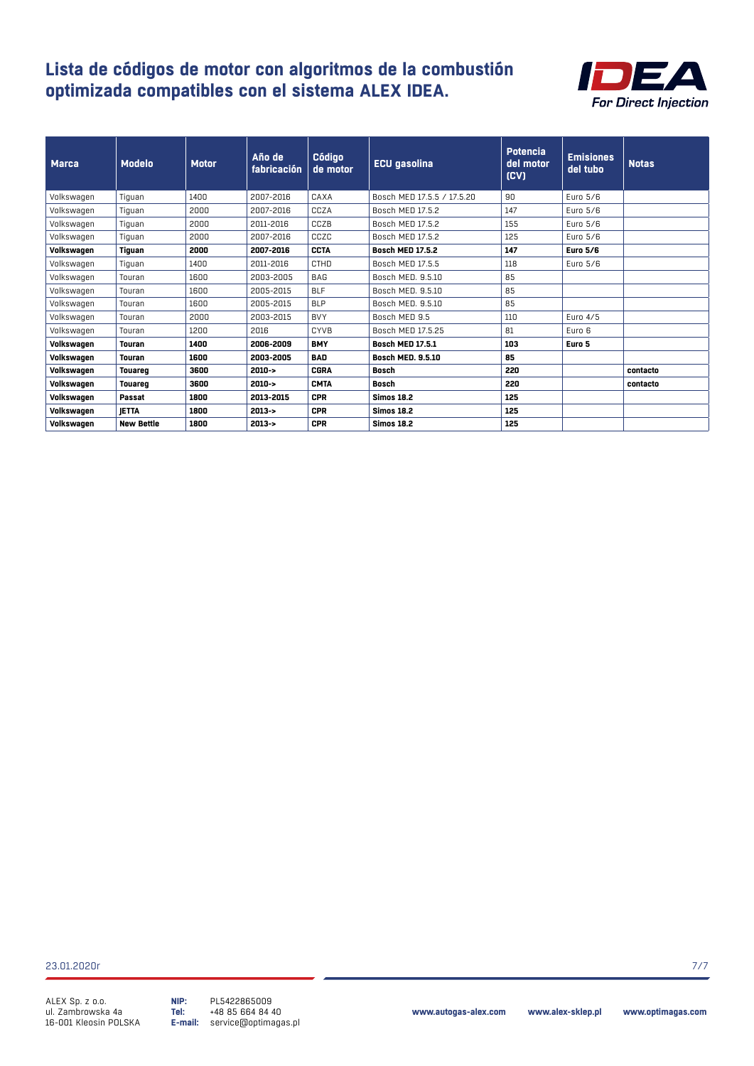# Lista de códigos de motor con algoritmos de la combustión optimizada compatibles con el sistema ALEX IDEA.

| Marca | Modelo | Motor | Año de fabricación | Código de motor | ECU gasolina | Potencia del motor (CV) | Emisiones del tubo | Notas |
|---|---|---|---|---|---|---|---|---|
| Volkswagen | Tiguan | 1400 | 2007-2016 | CAXA | Bosch MED 17.5.5 / 17.5.20 | 90 | Euro 5/6 | |
| Volkswagen | Tiguan | 2000 | 2007-2016 | CCZA | Bosch MED 17.5.2 | 147 | Euro 5/6 | |
| Volkswagen | Tiguan | 2000 | 2011-2016 | CCZB | Bosch MED 17.5.2 | 155 | Euro 5/6 | |
| Volkswagen | Tiguan | 2000 | 2007-2016 | CCZC | Bosch MED 17.5.2 | 125 | Euro 5/6 | |
| **Volkswagen** | **Tiguan** | **2000** | **2007-2016** | **CCTA** | **Bosch MED 17.5.2** | **147** | **Euro 5/6** | |
| Volkswagen | Tiguan | 1400 | 2011-2016 | CTHD | Bosch MED 17.5.5 | 118 | Euro 5/6 | |
| Volkswagen | Touran | 1600 | 2003-2005 | BAG | Bosch MED. 9.5.10 | 85 | | |
| Volkswagen | Touran | 1600 | 2005-2015 | BLF | Bosch MED. 9.5.10 | 85 | | |
| Volkswagen | Touran | 1600 | 2005-2015 | BLP | Bosch MED. 9.5.10 | 85 | | |
| Volkswagen | Touran | 2000 | 2003-2015 | BVY | Bosch MED 9.5 | 110 | Euro 4/5 | |
| Volkswagen | Touran | 1200 | 2016 | CYVB | Bosch MED 17.5.25 | 81 | Euro 6 | |
| **Volkswagen** | **Touran** | **1400** | **2006-2009** | **BMY** | **Bosch MED 17.5.1** | **103** | **Euro 5** | |
| **Volkswagen** | **Touran** | **1600** | **2003-2005** | **BAD** | **Bosch MED. 9.5.10** | **85** | | |
| **Volkswagen** | **Touareg** | **3600** | **2010->** | **CGRA** | **Bosch** | **220** | | **contacto** |
| **Volkswagen** | **Touareg** | **3600** | **2010->** | **CMTA** | **Bosch** | **220** | | **contacto** |
| **Volkswagen** | **Passat** | **1800** | **2013-2015** | **CPR** | **Simos 18.2** | **125** | | |
| **Volkswagen** | **JETTA** | **1800** | **2013->** | **CPR** | **Simos 18.2** | **125** | | |
| **Volkswagen** | **New Bettle** | **1800** | **2013->** | **CPR** | **Simos 18.2** | **125** | | |

23.01.2020r

ALEX Sp. z o.o.
ul. Zambrowska 4a
16-001 Kleosin POLSKA

**NIP:** PL5422865009
**Tel:** +48 85 664 84 40
**E-mail:** service@optimagas.pl

www.autogas-alex.com www.alex-sklep.pl www.optimagas.com